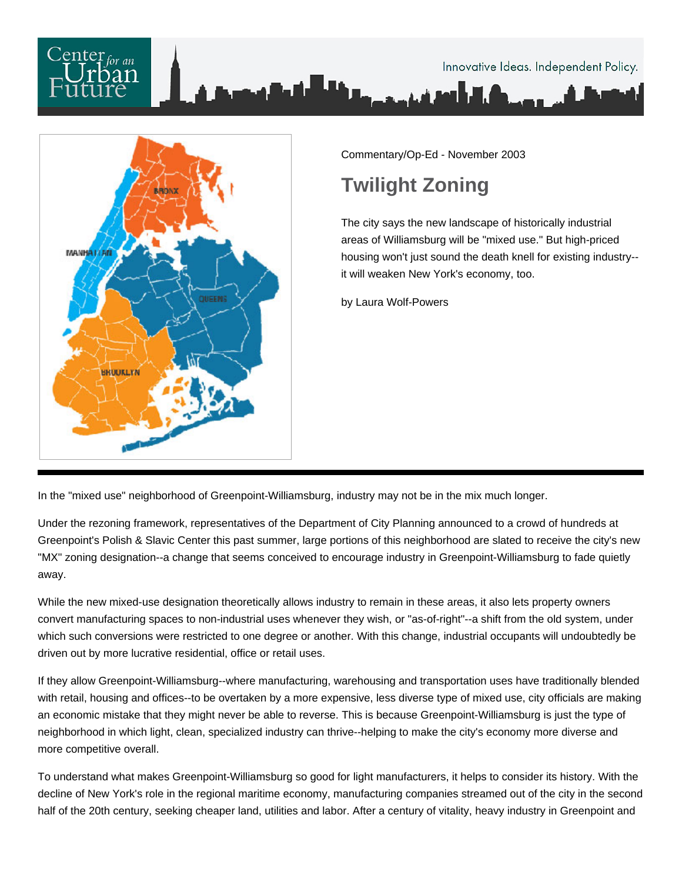Commentary/Op-Ed - November 2003

# Twilight Zoning

The city says the new landscape of historically industrial areas of Williamsburg will be "mixed use." But high-priced housing won't just sound the death knell for existing industry--it will weaken New York's economy, too.

by Laura Wolf-Powers

In the "mixed use" neighborhood of Greenpoint-Williamsburg, industry may not be in the mix much longer.

Under the rezoning framework, representatives of the Department of City Planning announced to a crowd of hundreds at Greenpoint's Polish & Slavic Center this past summer, large portions of this neighborhood are slated to receive the city's new "MX" zoning designation--a change that seems conceived to encourage industry in Greenpoint-Williamsburg to fade quietly away.

While the new mixed-use designation theoretically allows industry to remain in these areas, it also lets property owners convert manufacturing spaces to non-industrial uses whenever they wish, or "as-of-right"--a shift from the old system, under which such conversions were restricted to one degree or another. With this change, industrial occupants will undoubtedly be driven out by more lucrative residential, office or retail uses.

If they allow Greenpoint-Williamsburg--where manufacturing, warehousing and transportation uses have traditionally blended with retail, housing and offices--to be overtaken by a more expensive, less diverse type of mixed use, city officials are making an economic mistake that they might never be able to reverse. This is because Greenpoint-Williamsburg is just the type of neighborhood in which light, clean, specialized industry can thrive--helping to make the city's economy more diverse and more competitive overall.

To understand what makes Greenpoint-Williamsburg so good for light manufacturers, it helps to consider its history. With the decline of New York's role in the regional maritime economy, manufacturing companies streamed out of the city in the second half of the 20th century, seeking cheaper land, utilities and labor. After a century of vitality, heavy industry in Greenpoint and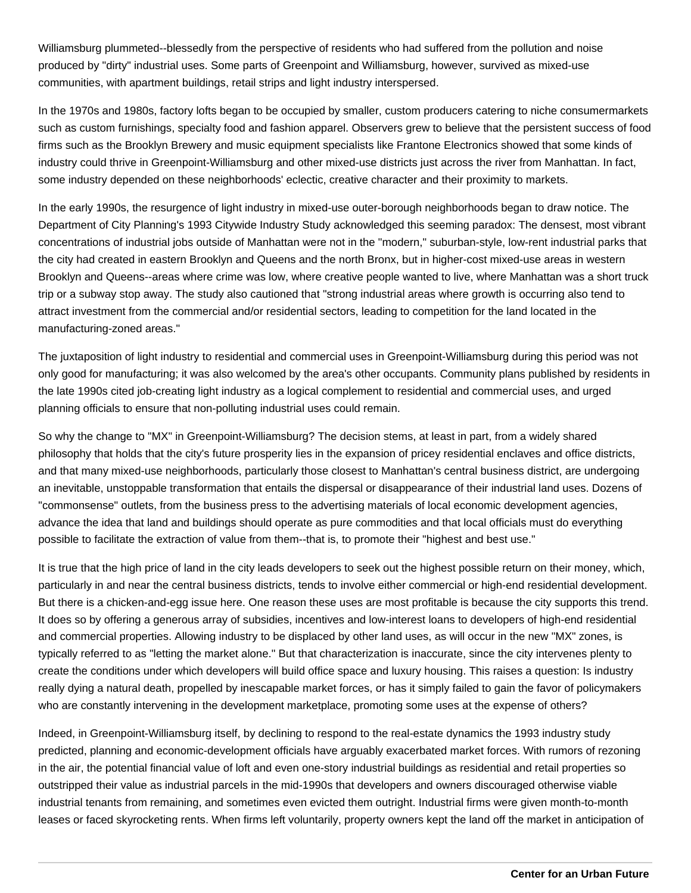Williamsburg plummeted--blessedly from the perspective of residents who had suffered from the pollution and noise produced by "dirty" industrial uses. Some parts of Greenpoint and Williamsburg, however, survived as mixed-use communities, with apartment buildings, retail strips and light industry interspersed.

In the 1970s and 1980s, factory lofts began to be occupied by smaller, custom producers catering to niche consumermarkets such as custom furnishings, specialty food and fashion apparel. Observers grew to believe that the persistent success of food firms such as the Brooklyn Brewery and music equipment specialists like Frantone Electronics showed that some kinds of industry could thrive in Greenpoint-Williamsburg and other mixed-use districts just across the river from Manhattan. In fact, some industry depended on these neighborhoods' eclectic, creative character and their proximity to markets.

In the early 1990s, the resurgence of light industry in mixed-use outer-borough neighborhoods began to draw notice. The Department of City Planning's 1993 Citywide Industry Study acknowledged this seeming paradox: The densest, most vibrant concentrations of industrial jobs outside of Manhattan were not in the "modern," suburban-style, low-rent industrial parks that the city had created in eastern Brooklyn and Queens and the north Bronx, but in higher-cost mixed-use areas in western Brooklyn and Queens--areas where crime was low, where creative people wanted to live, where Manhattan was a short truck trip or a subway stop away. The study also cautioned that "strong industrial areas where growth is occurring also tend to attract investment from the commercial and/or residential sectors, leading to competition for the land located in the manufacturing-zoned areas."

The juxtaposition of light industry to residential and commercial uses in Greenpoint-Williamsburg during this period was not only good for manufacturing; it was also welcomed by the area's other occupants. Community plans published by residents in the late 1990s cited job-creating light industry as a logical complement to residential and commercial uses, and urged planning officials to ensure that non-polluting industrial uses could remain.

So why the change to "MX" in Greenpoint-Williamsburg? The decision stems, at least in part, from a widely shared philosophy that holds that the city's future prosperity lies in the expansion of pricey residential enclaves and office districts, and that many mixed-use neighborhoods, particularly those closest to Manhattan's central business district, are undergoing an inevitable, unstoppable transformation that entails the dispersal or disappearance of their industrial land uses. Dozens of "commonsense" outlets, from the business press to the advertising materials of local economic development agencies, advance the idea that land and buildings should operate as pure commodities and that local officials must do everything possible to facilitate the extraction of value from them--that is, to promote their "highest and best use."

It is true that the high price of land in the city leads developers to seek out the highest possible return on their money, which, particularly in and near the central business districts, tends to involve either commercial or high-end residential development. But there is a chicken-and-egg issue here. One reason these uses are most profitable is because the city supports this trend. It does so by offering a generous array of subsidies, incentives and low-interest loans to developers of high-end residential and commercial properties. Allowing industry to be displaced by other land uses, as will occur in the new "MX" zones, is typically referred to as "letting the market alone." But that characterization is inaccurate, since the city intervenes plenty to create the conditions under which developers will build office space and luxury housing. This raises a question: Is industry really dying a natural death, propelled by inescapable market forces, or has it simply failed to gain the favor of policymakers who are constantly intervening in the development marketplace, promoting some uses at the expense of others?

Indeed, in Greenpoint-Williamsburg itself, by declining to respond to the real-estate dynamics the 1993 industry study predicted, planning and economic-development officials have arguably exacerbated market forces. With rumors of rezoning in the air, the potential financial value of loft and even one-story industrial buildings as residential and retail properties so outstripped their value as industrial parcels in the mid-1990s that developers and owners discouraged otherwise viable industrial tenants from remaining, and sometimes even evicted them outright. Industrial firms were given month-to-month leases or faced skyrocketing rents. When firms left voluntarily, property owners kept the land off the market in anticipation of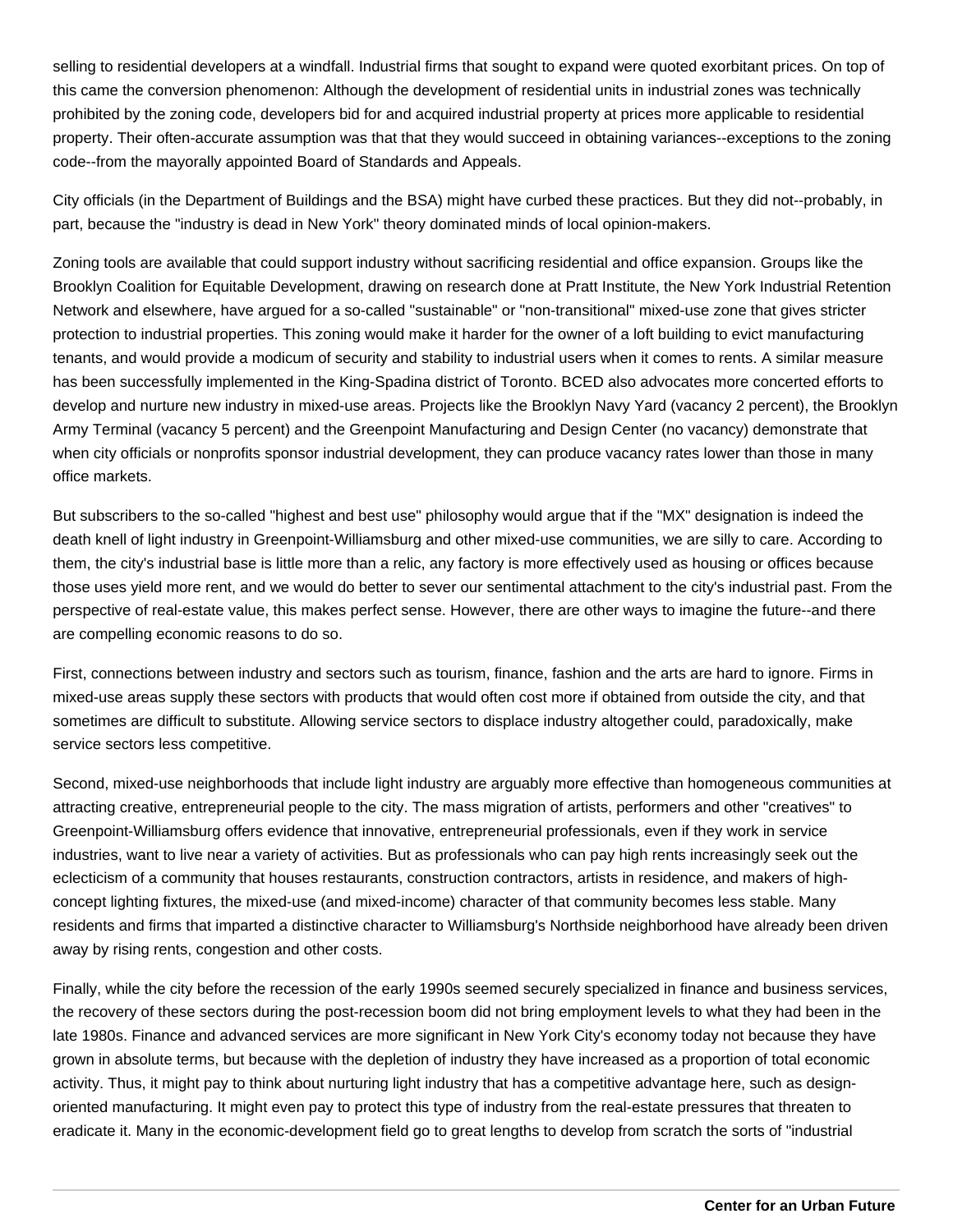selling to residential developers at a windfall. Industrial firms that sought to expand were quoted exorbitant prices. On top of this came the conversion phenomenon: Although the development of residential units in industrial zones was technically prohibited by the zoning code, developers bid for and acquired industrial property at prices more applicable to residential property. Their often-accurate assumption was that that they would succeed in obtaining variances--exceptions to the zoning code--from the mayorally appointed Board of Standards and Appeals.

City officials (in the Department of Buildings and the BSA) might have curbed these practices. But they did not--probably, in part, because the "industry is dead in New York" theory dominated minds of local opinion-makers.

Zoning tools are available that could support industry without sacrificing residential and office expansion. Groups like the Brooklyn Coalition for Equitable Development, drawing on research done at Pratt Institute, the New York Industrial Retention Network and elsewhere, have argued for a so-called "sustainable" or "non-transitional" mixed-use zone that gives stricter protection to industrial properties. This zoning would make it harder for the owner of a loft building to evict manufacturing tenants, and would provide a modicum of security and stability to industrial users when it comes to rents. A similar measure has been successfully implemented in the King-Spadina district of Toronto. BCED also advocates more concerted efforts to develop and nurture new industry in mixed-use areas. Projects like the Brooklyn Navy Yard (vacancy 2 percent), the Brooklyn Army Terminal (vacancy 5 percent) and the Greenpoint Manufacturing and Design Center (no vacancy) demonstrate that when city officials or nonprofits sponsor industrial development, they can produce vacancy rates lower than those in many office markets.

But subscribers to the so-called "highest and best use" philosophy would argue that if the "MX" designation is indeed the death knell of light industry in Greenpoint-Williamsburg and other mixed-use communities, we are silly to care. According to them, the city's industrial base is little more than a relic, any factory is more effectively used as housing or offices because those uses yield more rent, and we would do better to sever our sentimental attachment to the city's industrial past. From the perspective of real-estate value, this makes perfect sense. However, there are other ways to imagine the future--and there are compelling economic reasons to do so.

First, connections between industry and sectors such as tourism, finance, fashion and the arts are hard to ignore. Firms in mixed-use areas supply these sectors with products that would often cost more if obtained from outside the city, and that sometimes are difficult to substitute. Allowing service sectors to displace industry altogether could, paradoxically, make service sectors less competitive.

Second, mixed-use neighborhoods that include light industry are arguably more effective than homogeneous communities at attracting creative, entrepreneurial people to the city. The mass migration of artists, performers and other "creatives" to Greenpoint-Williamsburg offers evidence that innovative, entrepreneurial professionals, even if they work in service industries, want to live near a variety of activities. But as professionals who can pay high rents increasingly seek out the eclecticism of a community that houses restaurants, construction contractors, artists in residence, and makers of high-concept lighting fixtures, the mixed-use (and mixed-income) character of that community becomes less stable. Many residents and firms that imparted a distinctive character to Williamsburg's Northside neighborhood have already been driven away by rising rents, congestion and other costs.

Finally, while the city before the recession of the early 1990s seemed securely specialized in finance and business services, the recovery of these sectors during the post-recession boom did not bring employment levels to what they had been in the late 1980s. Finance and advanced services are more significant in New York City's economy today not because they have grown in absolute terms, but because with the depletion of industry they have increased as a proportion of total economic activity. Thus, it might pay to think about nurturing light industry that has a competitive advantage here, such as design-oriented manufacturing. It might even pay to protect this type of industry from the real-estate pressures that threaten to eradicate it. Many in the economic-development field go to great lengths to develop from scratch the sorts of "industrial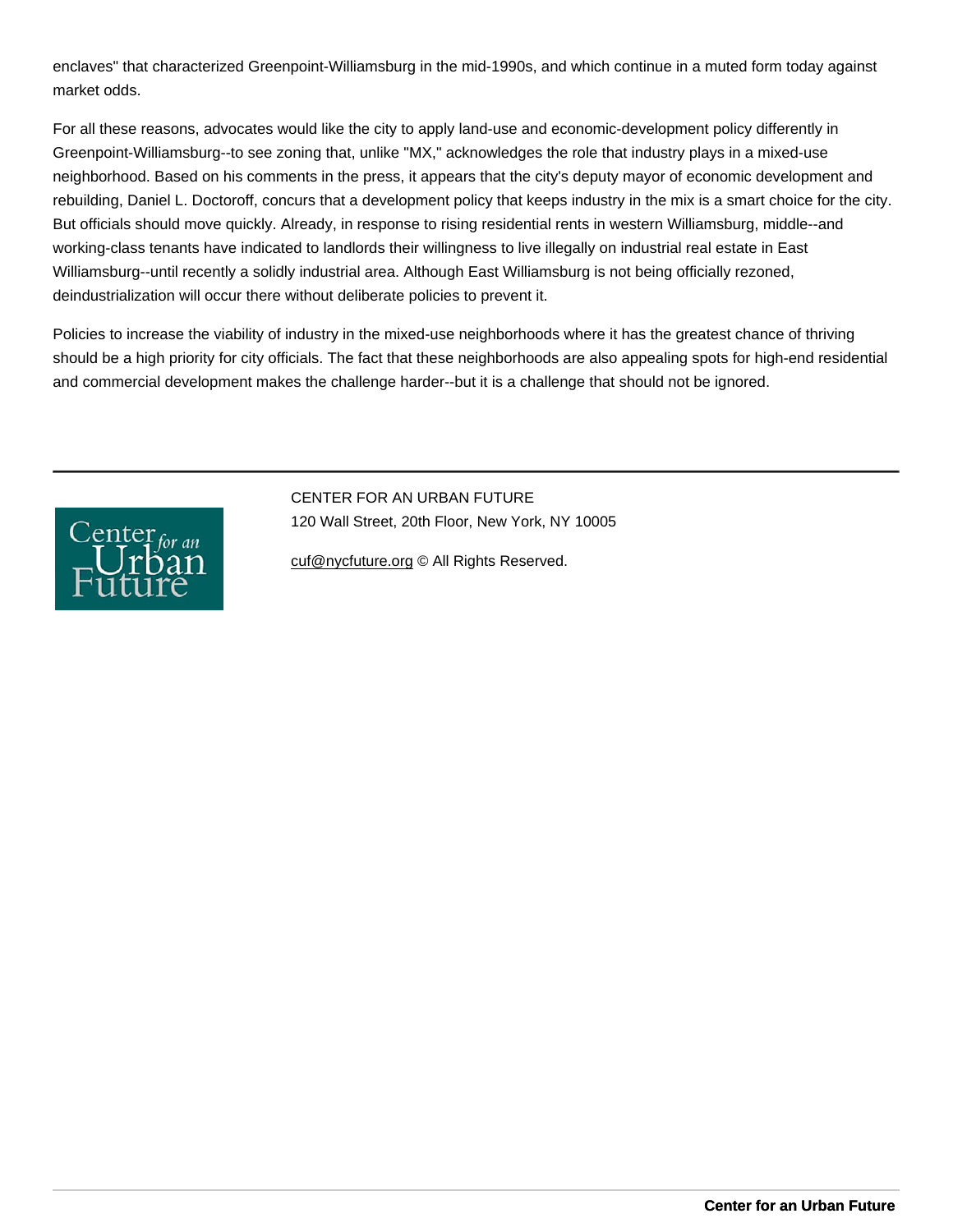enclaves" that characterized Greenpoint-Williamsburg in the mid-1990s, and which continue in a muted form today against market odds.

For all these reasons, advocates would like the city to apply land-use and economic-development policy differently in Greenpoint-Williamsburg--to see zoning that, unlike "MX," acknowledges the role that industry plays in a mixed-use neighborhood. Based on his comments in the press, it appears that the city's deputy mayor of economic development and rebuilding, Daniel L. Doctoroff, concurs that a development policy that keeps industry in the mix is a smart choice for the city. But officials should move quickly. Already, in response to rising residential rents in western Williamsburg, middle--and working-class tenants have indicated to landlords their willingness to live illegally on industrial real estate in East Williamsburg--until recently a solidly industrial area. Although East Williamsburg is not being officially rezoned, deindustrialization will occur there without deliberate policies to prevent it.

Policies to increase the viability of industry in the mixed-use neighborhoods where it has the greatest chance of thriving should be a high priority for city officials. The fact that these neighborhoods are also appealing spots for high-end residential and commercial development makes the challenge harder--but it is a challenge that should not be ignored.

---

Center for an Urban Future

CENTER FOR AN URBAN FUTURE
120 Wall Street, 20th Floor, New York, NY 10005

cuf@nycfuture.org © All Rights Reserved.